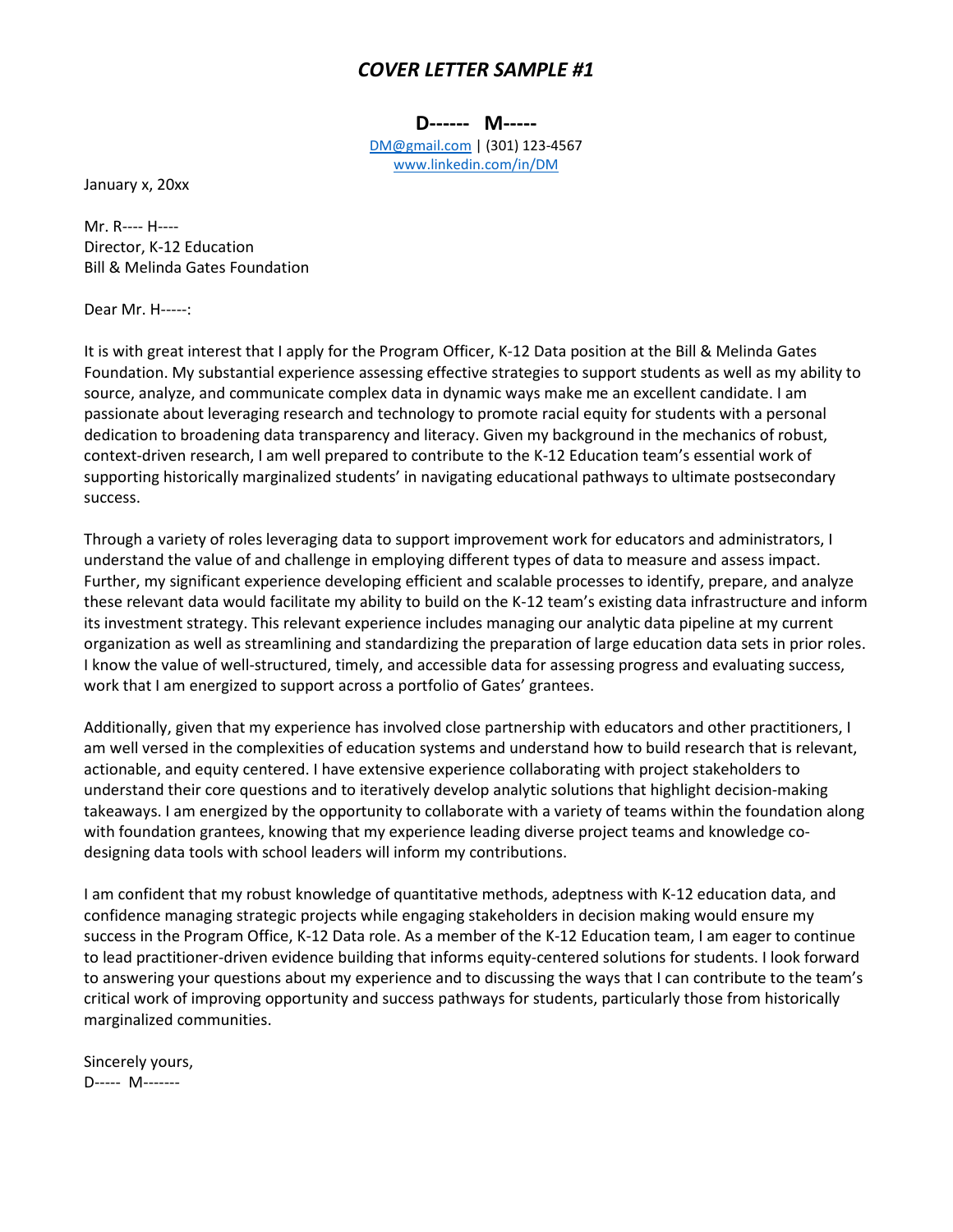# *COVER LETTER SAMPLE #1*

**D------ M-----**

DM@gmail.com | (301) 123-4567
www.linkedin.com/in/DM

January x, 20xx

Mr. R---- H----
Director, K-12 Education
Bill & Melinda Gates Foundation

Dear Mr. H-----:

It is with great interest that I apply for the Program Officer, K-12 Data position at the Bill & Melinda Gates Foundation. My substantial experience assessing effective strategies to support students as well as my ability to source, analyze, and communicate complex data in dynamic ways make me an excellent candidate. I am passionate about leveraging research and technology to promote racial equity for students with a personal dedication to broadening data transparency and literacy. Given my background in the mechanics of robust, context-driven research, I am well prepared to contribute to the K-12 Education team's essential work of supporting historically marginalized students' in navigating educational pathways to ultimate postsecondary success.

Through a variety of roles leveraging data to support improvement work for educators and administrators, I understand the value of and challenge in employing different types of data to measure and assess impact. Further, my significant experience developing efficient and scalable processes to identify, prepare, and analyze these relevant data would facilitate my ability to build on the K-12 team's existing data infrastructure and inform its investment strategy. This relevant experience includes managing our analytic data pipeline at my current organization as well as streamlining and standardizing the preparation of large education data sets in prior roles. I know the value of well-structured, timely, and accessible data for assessing progress and evaluating success, work that I am energized to support across a portfolio of Gates' grantees.

Additionally, given that my experience has involved close partnership with educators and other practitioners, I am well versed in the complexities of education systems and understand how to build research that is relevant, actionable, and equity centered. I have extensive experience collaborating with project stakeholders to understand their core questions and to iteratively develop analytic solutions that highlight decision-making takeaways. I am energized by the opportunity to collaborate with a variety of teams within the foundation along with foundation grantees, knowing that my experience leading diverse project teams and knowledge co-designing data tools with school leaders will inform my contributions.

I am confident that my robust knowledge of quantitative methods, adeptness with K-12 education data, and confidence managing strategic projects while engaging stakeholders in decision making would ensure my success in the Program Office, K-12 Data role. As a member of the K-12 Education team, I am eager to continue to lead practitioner-driven evidence building that informs equity-centered solutions for students. I look forward to answering your questions about my experience and to discussing the ways that I can contribute to the team's critical work of improving opportunity and success pathways for students, particularly those from historically marginalized communities.

Sincerely yours,
D----- M-------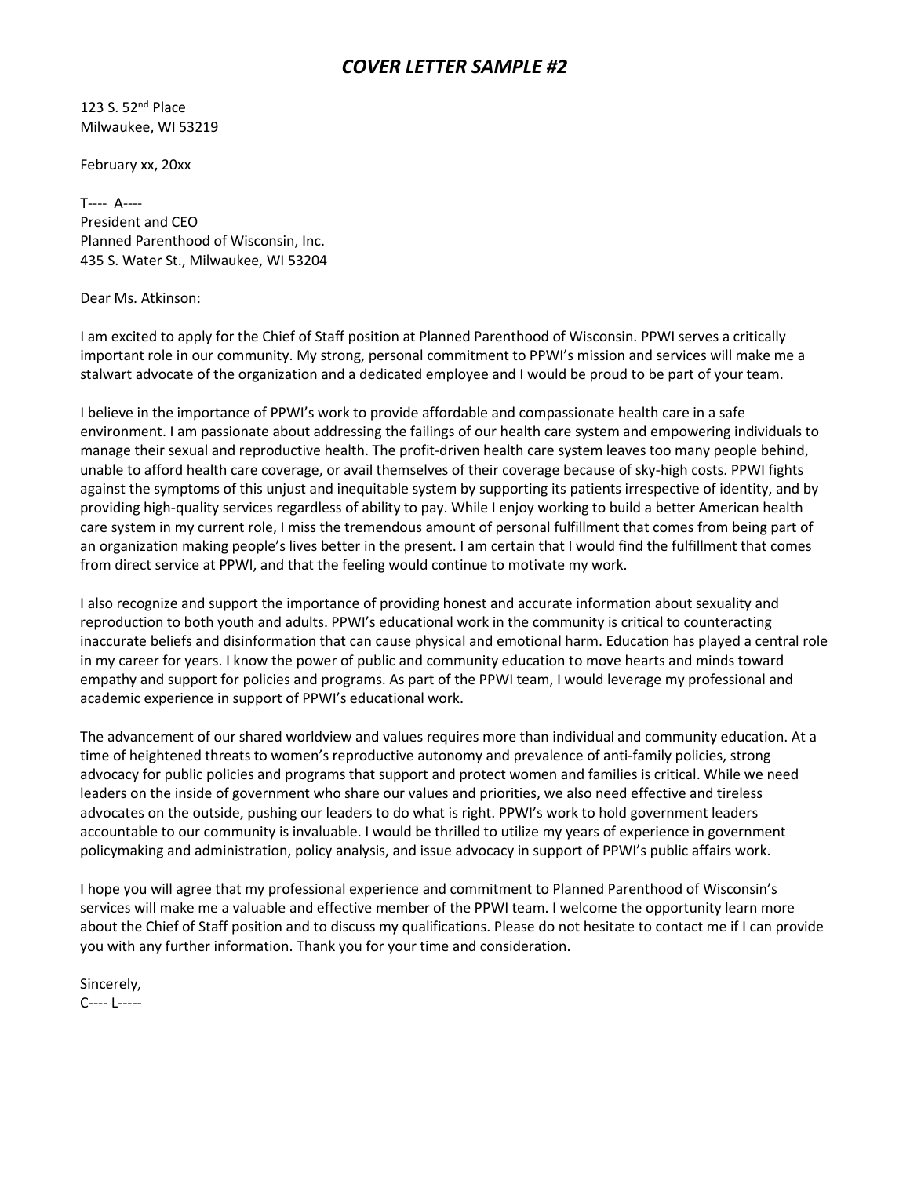# *COVER LETTER SAMPLE #2*

123 S. 52nd Place  
Milwaukee, WI 53219

February xx, 20xx

T---- A----  
President and CEO  
Planned Parenthood of Wisconsin, Inc.  
435 S. Water St., Milwaukee, WI 53204

Dear Ms. Atkinson:

I am excited to apply for the Chief of Staff position at Planned Parenthood of Wisconsin. PPWI serves a critically important role in our community. My strong, personal commitment to PPWI's mission and services will make me a stalwart advocate of the organization and a dedicated employee and I would be proud to be part of your team.

I believe in the importance of PPWI's work to provide affordable and compassionate health care in a safe environment. I am passionate about addressing the failings of our health care system and empowering individuals to manage their sexual and reproductive health. The profit-driven health care system leaves too many people behind, unable to afford health care coverage, or avail themselves of their coverage because of sky-high costs. PPWI fights against the symptoms of this unjust and inequitable system by supporting its patients irrespective of identity, and by providing high-quality services regardless of ability to pay. While I enjoy working to build a better American health care system in my current role, I miss the tremendous amount of personal fulfillment that comes from being part of an organization making people's lives better in the present. I am certain that I would find the fulfillment that comes from direct service at PPWI, and that the feeling would continue to motivate my work.

I also recognize and support the importance of providing honest and accurate information about sexuality and reproduction to both youth and adults. PPWI's educational work in the community is critical to counteracting inaccurate beliefs and disinformation that can cause physical and emotional harm. Education has played a central role in my career for years. I know the power of public and community education to move hearts and minds toward empathy and support for policies and programs. As part of the PPWI team, I would leverage my professional and academic experience in support of PPWI's educational work.

The advancement of our shared worldview and values requires more than individual and community education. At a time of heightened threats to women's reproductive autonomy and prevalence of anti-family policies, strong advocacy for public policies and programs that support and protect women and families is critical. While we need leaders on the inside of government who share our values and priorities, we also need effective and tireless advocates on the outside, pushing our leaders to do what is right. PPWI's work to hold government leaders accountable to our community is invaluable. I would be thrilled to utilize my years of experience in government policymaking and administration, policy analysis, and issue advocacy in support of PPWI's public affairs work.

I hope you will agree that my professional experience and commitment to Planned Parenthood of Wisconsin's services will make me a valuable and effective member of the PPWI team. I welcome the opportunity learn more about the Chief of Staff position and to discuss my qualifications. Please do not hesitate to contact me if I can provide you with any further information. Thank you for your time and consideration.

Sincerely,  
C---- L-----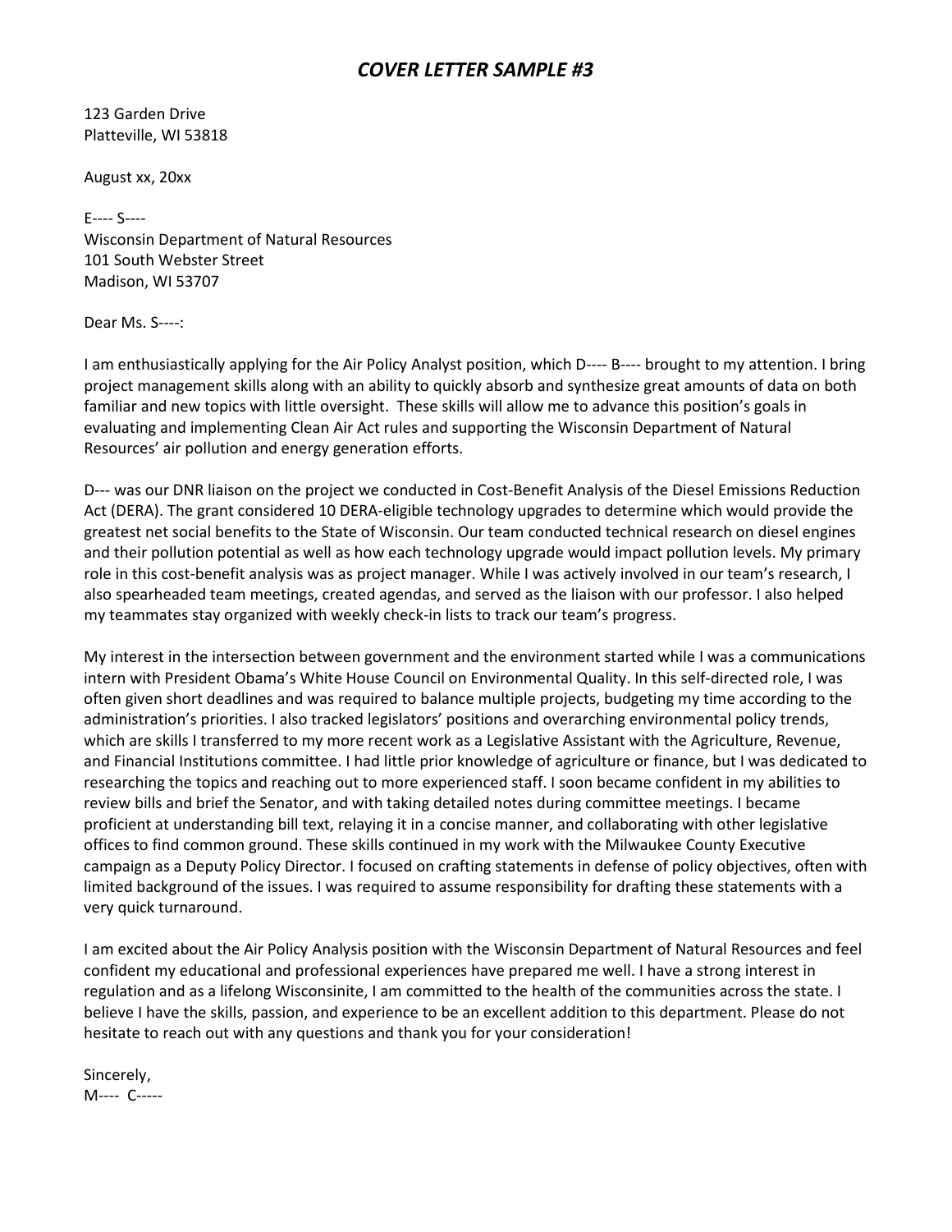# *COVER LETTER SAMPLE #3*

123 Garden Drive
Platteville, WI 53818

August xx, 20xx

E---- S----
Wisconsin Department of Natural Resources
101 South Webster Street
Madison, WI 53707

Dear Ms. S----:

I am enthusiastically applying for the Air Policy Analyst position, which D---- B---- brought to my attention. I bring project management skills along with an ability to quickly absorb and synthesize great amounts of data on both familiar and new topics with little oversight. These skills will allow me to advance this position's goals in evaluating and implementing Clean Air Act rules and supporting the Wisconsin Department of Natural Resources' air pollution and energy generation efforts.

D--- was our DNR liaison on the project we conducted in Cost-Benefit Analysis of the Diesel Emissions Reduction Act (DERA). The grant considered 10 DERA-eligible technology upgrades to determine which would provide the greatest net social benefits to the State of Wisconsin. Our team conducted technical research on diesel engines and their pollution potential as well as how each technology upgrade would impact pollution levels. My primary role in this cost-benefit analysis was as project manager. While I was actively involved in our team's research, I also spearheaded team meetings, created agendas, and served as the liaison with our professor. I also helped my teammates stay organized with weekly check-in lists to track our team's progress.

My interest in the intersection between government and the environment started while I was a communications intern with President Obama's White House Council on Environmental Quality. In this self-directed role, I was often given short deadlines and was required to balance multiple projects, budgeting my time according to the administration's priorities. I also tracked legislators' positions and overarching environmental policy trends, which are skills I transferred to my more recent work as a Legislative Assistant with the Agriculture, Revenue, and Financial Institutions committee. I had little prior knowledge of agriculture or finance, but I was dedicated to researching the topics and reaching out to more experienced staff. I soon became confident in my abilities to review bills and brief the Senator, and with taking detailed notes during committee meetings. I became proficient at understanding bill text, relaying it in a concise manner, and collaborating with other legislative offices to find common ground. These skills continued in my work with the Milwaukee County Executive campaign as a Deputy Policy Director. I focused on crafting statements in defense of policy objectives, often with limited background of the issues. I was required to assume responsibility for drafting these statements with a very quick turnaround.

I am excited about the Air Policy Analysis position with the Wisconsin Department of Natural Resources and feel confident my educational and professional experiences have prepared me well. I have a strong interest in regulation and as a lifelong Wisconsinite, I am committed to the health of the communities across the state. I believe I have the skills, passion, and experience to be an excellent addition to this department. Please do not hesitate to reach out with any questions and thank you for your consideration!

Sincerely,
M---- C-----